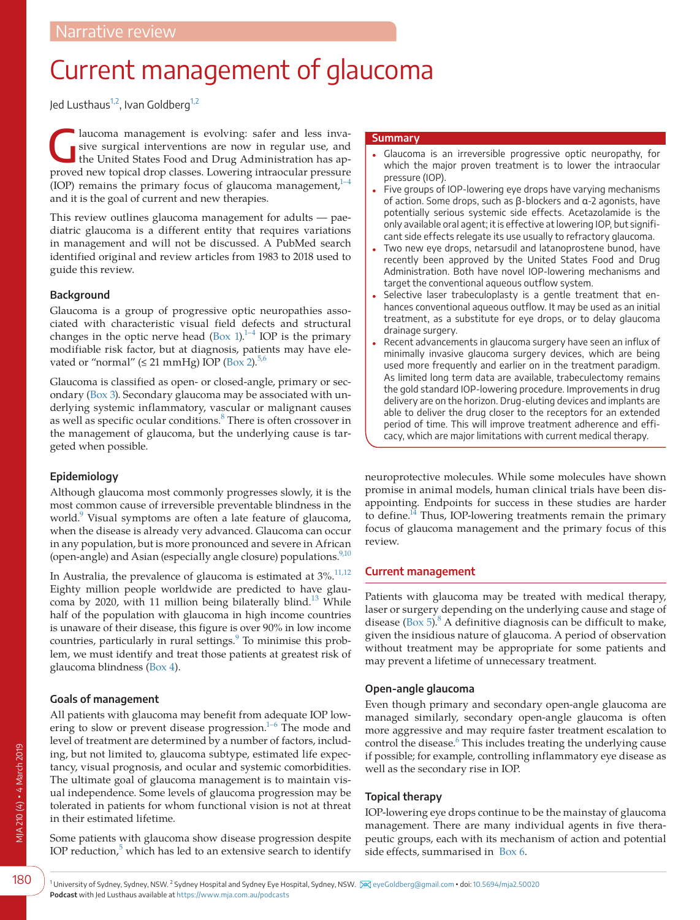Narrative review

# Current management of glaucoma

Jed Lusthaus[1,2], Ivan Goldberg[1,2]

Glaucoma management is evolving: safer and less invasive surgical interventions are now in regular use, and the United States Food and Drug Administration has approved new topical drop classes. Lowering intraocular pressure (IOP) remains the primary focus of glaucoma management,[1–4] and it is the goal of current and new therapies.

This review outlines glaucoma management for adults — paediatric glaucoma is a different entity that requires variations in management and will not be discussed. A PubMed search identified original and review articles from 1983 to 2018 used to guide this review.

## Summary

- Glaucoma is an irreversible progressive optic neuropathy, for which the major proven treatment is to lower the intraocular pressure (IOP).
- Five groups of IOP-lowering eye drops have varying mechanisms of action. Some drops, such as β-blockers and α-2 agonists, have potentially serious systemic side effects. Acetazolamide is the only available oral agent; it is effective at lowering IOP, but significant side effects relegate its use usually to refractory glaucoma.
- Two new eye drops, netarsudil and latanoprostene bunod, have recently been approved by the United States Food and Drug Administration. Both have novel IOP-lowering mechanisms and target the conventional aqueous outflow system.
- Selective laser trabeculoplasty is a gentle treatment that enhances conventional aqueous outflow. It may be used as an initial treatment, as a substitute for eye drops, or to delay glaucoma drainage surgery.
- Recent advancements in glaucoma surgery have seen an influx of minimally invasive glaucoma surgery devices, which are being used more frequently and earlier on in the treatment paradigm. As limited long term data are available, trabeculectomy remains the gold standard IOP-lowering procedure. Improvements in drug delivery are on the horizon. Drug-eluting devices and implants are able to deliver the drug closer to the receptors for an extended period of time. This will improve treatment adherence and efficacy, which are major limitations with current medical therapy.

## Background

Glaucoma is a group of progressive optic neuropathies associated with characteristic visual field defects and structural changes in the optic nerve head (Box 1).[1–4] IOP is the primary modifiable risk factor, but at diagnosis, patients may have elevated or "normal" (≤ 21 mmHg) IOP (Box 2).[5,6]

Glaucoma is classified as open- or closed-angle, primary or secondary (Box 3). Secondary glaucoma may be associated with underlying systemic inflammatory, vascular or malignant causes as well as specific ocular conditions.[8] There is often crossover in the management of glaucoma, but the underlying cause is targeted when possible.

## Epidemiology

Although glaucoma most commonly progresses slowly, it is the most common cause of irreversible preventable blindness in the world.[9] Visual symptoms are often a late feature of glaucoma, when the disease is already very advanced. Glaucoma can occur in any population, but is more pronounced and severe in African (open-angle) and Asian (especially angle closure) populations.[9,10]

In Australia, the prevalence of glaucoma is estimated at 3%.[11,12] Eighty million people worldwide are predicted to have glaucoma by 2020, with 11 million being bilaterally blind.[13] While half of the population with glaucoma in high income countries is unaware of their disease, this figure is over 90% in low income countries, particularly in rural settings.[9] To minimise this problem, we must identify and treat those patients at greatest risk of glaucoma blindness (Box 4).

## Goals of management

All patients with glaucoma may benefit from adequate IOP lowering to slow or prevent disease progression.[1–6] The mode and level of treatment are determined by a number of factors, including, but not limited to, glaucoma subtype, estimated life expectancy, visual prognosis, and ocular and systemic comorbidities. The ultimate goal of glaucoma management is to maintain visual independence. Some levels of glaucoma progression may be tolerated in patients for whom functional vision is not at threat in their estimated lifetime.

Some patients with glaucoma show disease progression despite IOP reduction,[5] which has led to an extensive search to identify neuroprotective molecules. While some molecules have shown promise in animal models, human clinical trials have been disappointing. Endpoints for success in these studies are harder to define.[14] Thus, IOP-lowering treatments remain the primary focus of glaucoma management and the primary focus of this review.

## Current management

Patients with glaucoma may be treated with medical therapy, laser or surgery depending on the underlying cause and stage of disease (Box 5).[8] A definitive diagnosis can be difficult to make, given the insidious nature of glaucoma. A period of observation without treatment may be appropriate for some patients and may prevent a lifetime of unnecessary treatment.

### Open-angle glaucoma

Even though primary and secondary open-angle glaucoma are managed similarly, secondary open-angle glaucoma is often more aggressive and may require faster treatment escalation to control the disease.[6] This includes treating the underlying cause if possible; for example, controlling inflammatory eye disease as well as the secondary rise in IOP.

### Topical therapy

IOP-lowering eye drops continue to be the mainstay of glaucoma management. There are many individual agents in five therapeutic groups, each with its mechanism of action and potential side effects, summarised in Box 6.

[1] University of Sydney, Sydney, NSW. [2] Sydney Hospital and Sydney Eye Hospital, Sydney, NSW. eyeGoldberg@gmail.com • doi: 10.5694/mja2.50020
**Podcast** with Jed Lusthaus available at https://www.mja.com.au/podcasts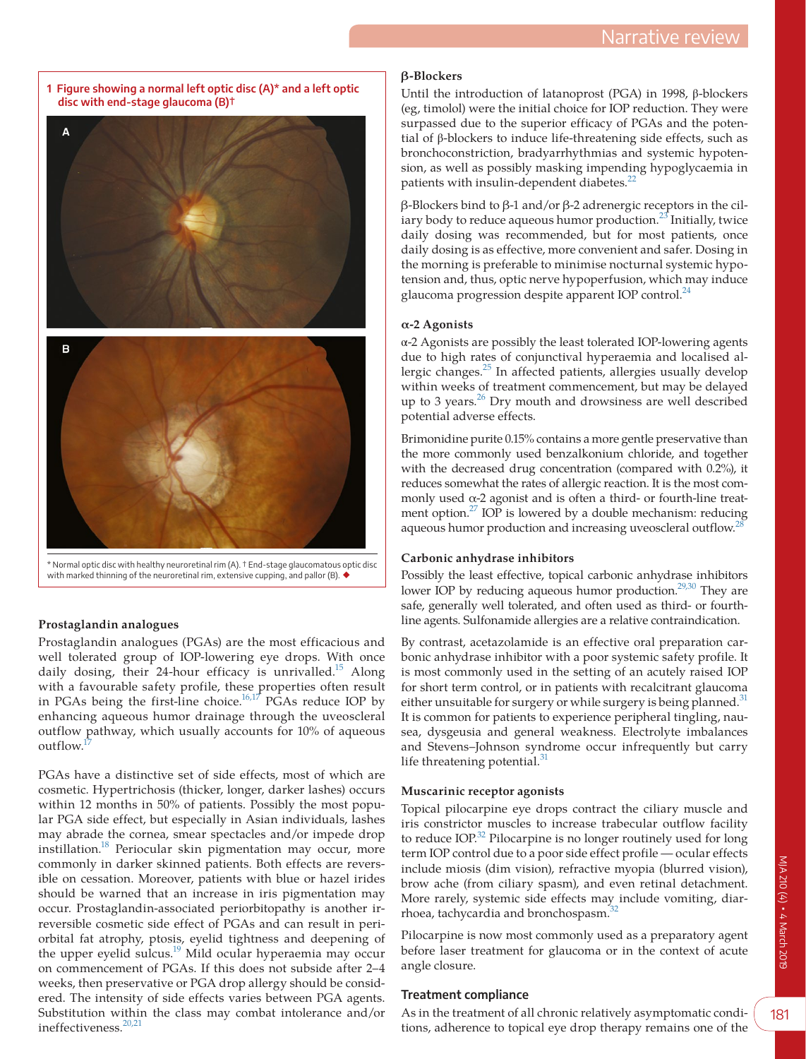**1 Figure showing a normal left optic disc (A)* and a left optic disc with end-stage glaucoma (B)†**

\* Normal optic disc with healthy neuroretinal rim (A). † End-stage glaucomatous optic disc with marked thinning of the neuroretinal rim, extensive cupping, and pallor (B). ◆

### Prostaglandin analogues

Prostaglandin analogues (PGAs) are the most efficacious and well tolerated group of IOP-lowering eye drops. With once daily dosing, their 24-hour efficacy is unrivalled.[15] Along with a favourable safety profile, these properties often result in PGAs being the first-line choice.[16,17] PGAs reduce IOP by enhancing aqueous humor drainage through the uveoscleral outflow pathway, which usually accounts for 10% of aqueous outflow.[17]

PGAs have a distinctive set of side effects, most of which are cosmetic. Hypertrichosis (thicker, longer, darker lashes) occurs within 12 months in 50% of patients. Possibly the most popular PGA side effect, but especially in Asian individuals, lashes may abrade the cornea, smear spectacles and/or impede drop instillation.[18] Periocular skin pigmentation may occur, more commonly in darker skinned patients. Both effects are reversible on cessation. Moreover, patients with blue or hazel irides should be warned that an increase in iris pigmentation may occur. Prostaglandin-associated periorbitopathy is another irreversible cosmetic side effect of PGAs and can result in periorbital fat atrophy, ptosis, eyelid tightness and deepening of the upper eyelid sulcus.[19] Mild ocular hyperaemia may occur on commencement of PGAs. If this does not subside after 2–4 weeks, then preservative or PGA drop allergy should be considered. The intensity of side effects varies between PGA agents. Substitution within the class may combat intolerance and/or ineffectiveness.[20,21]

### β-Blockers

Until the introduction of latanoprost (PGA) in 1998, β-blockers (eg, timolol) were the initial choice for IOP reduction. They were surpassed due to the superior efficacy of PGAs and the potential of β-blockers to induce life-threatening side effects, such as bronchoconstriction, bradyarrhythmias and systemic hypotension, as well as possibly masking impending hypoglycaemia in patients with insulin-dependent diabetes.[22]

β-Blockers bind to β-1 and/or β-2 adrenergic receptors in the ciliary body to reduce aqueous humor production.[23] Initially, twice daily dosing was recommended, but for most patients, once daily dosing is as effective, more convenient and safer. Dosing in the morning is preferable to minimise nocturnal systemic hypotension and, thus, optic nerve hypoperfusion, which may induce glaucoma progression despite apparent IOP control.[24]

### α-2 Agonists

α-2 Agonists are possibly the least tolerated IOP-lowering agents due to high rates of conjunctival hyperaemia and localised allergic changes.[25] In affected patients, allergies usually develop within weeks of treatment commencement, but may be delayed up to 3 years.[26] Dry mouth and drowsiness are well described potential adverse effects.

Brimonidine purite 0.15% contains a more gentle preservative than the more commonly used benzalkonium chloride, and together with the decreased drug concentration (compared with 0.2%), it reduces somewhat the rates of allergic reaction. It is the most commonly used α-2 agonist and is often a third- or fourth-line treatment option.[27] IOP is lowered by a double mechanism: reducing aqueous humor production and increasing uveoscleral outflow.[28]

### Carbonic anhydrase inhibitors

Possibly the least effective, topical carbonic anhydrase inhibitors lower IOP by reducing aqueous humor production.[29,30] They are safe, generally well tolerated, and often used as third- or fourth-line agents. Sulfonamide allergies are a relative contraindication.

By contrast, acetazolamide is an effective oral preparation carbonic anhydrase inhibitor with a poor systemic safety profile. It is most commonly used in the setting of an acutely raised IOP for short term control, or in patients with recalcitrant glaucoma either unsuitable for surgery or while surgery is being planned.[31] It is common for patients to experience peripheral tingling, nausea, dysgeusia and general weakness. Electrolyte imbalances and Stevens–Johnson syndrome occur infrequently but carry life threatening potential.[31]

### Muscarinic receptor agonists

Topical pilocarpine eye drops contract the ciliary muscle and iris constrictor muscles to increase trabecular outflow facility to reduce IOP.[32] Pilocarpine is no longer routinely used for long term IOP control due to a poor side effect profile — ocular effects include miosis (dim vision), refractive myopia (blurred vision), brow ache (from ciliary spasm), and even retinal detachment. More rarely, systemic side effects may include vomiting, diarrhoea, tachycardia and bronchospasm.[32]

Pilocarpine is now most commonly used as a preparatory agent before laser treatment for glaucoma or in the context of acute angle closure.

## Treatment compliance

As in the treatment of all chronic relatively asymptomatic conditions, adherence to topical eye drop therapy remains one of the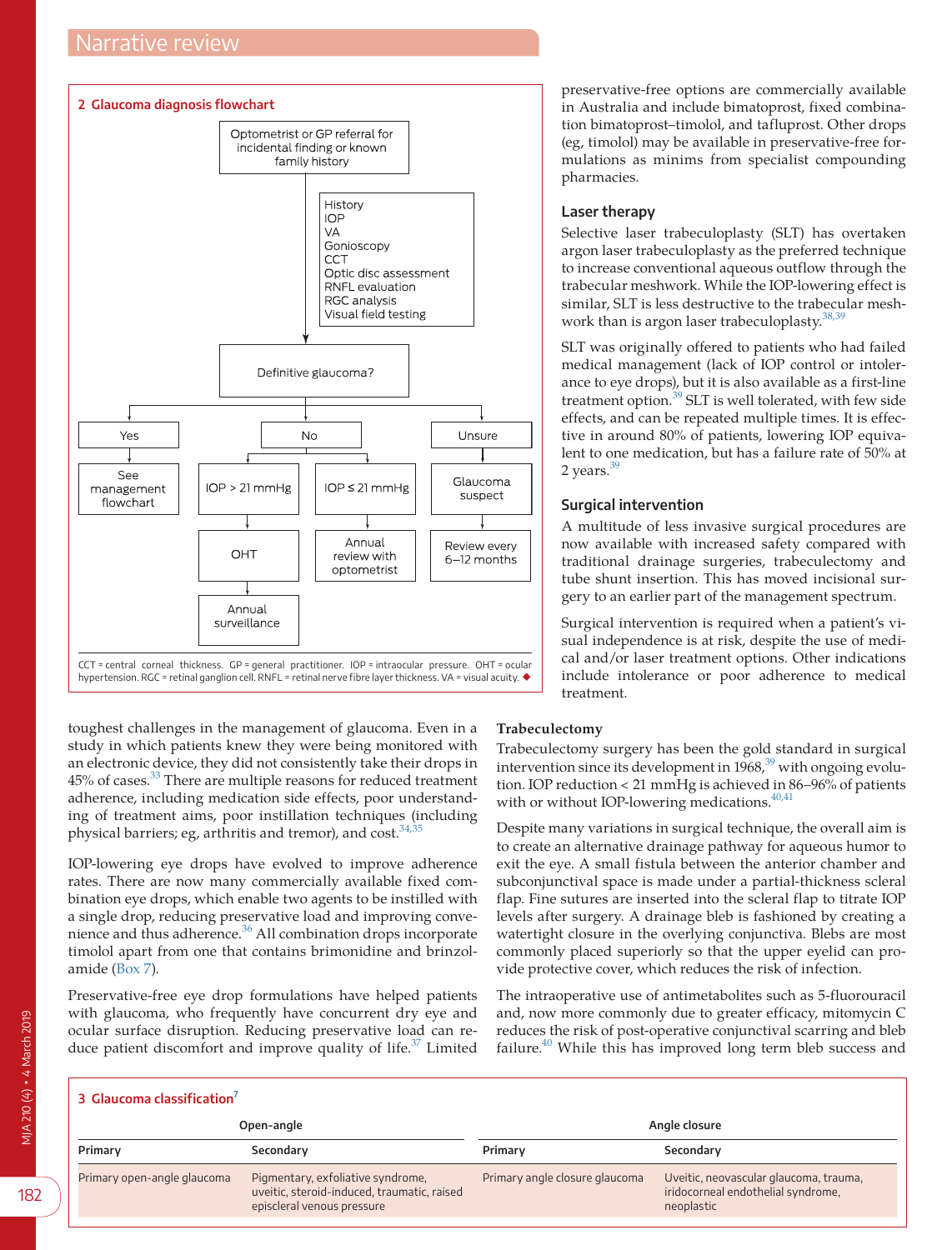## 2 Glaucoma diagnosis flowchart

Optometrist or GP referral for incidental finding or known family history

History
IOP
VA
Gonioscopy
CCT
Optic disc assessment
RNFL evaluation
RGC analysis
Visual field testing

Definitive glaucoma?

- Yes → See management flowchart
- No
  - IOP > 21 mmHg → OHT → Annual surveillance
  - IOP ≤ 21 mmHg → Annual review with optometrist
- Unsure → Glaucoma suspect → Review every 6–12 months

CCT = central corneal thickness. GP = general practitioner. IOP = intraocular pressure. OHT = ocular hypertension. RGC = retinal ganglion cell. RNFL = retinal nerve fibre layer thickness. VA = visual acuity. ◆

toughest challenges in the management of glaucoma. Even in a study in which patients knew they were being monitored with an electronic device, they did not consistently take their drops in 45% of cases.[33] There are multiple reasons for reduced treatment adherence, including medication side effects, poor understanding of treatment aims, poor instillation techniques (including physical barriers; eg, arthritis and tremor), and cost.[34,35]

IOP-lowering eye drops have evolved to improve adherence rates. There are now many commercially available fixed combination eye drops, which enable two agents to be instilled with a single drop, reducing preservative load and improving convenience and thus adherence.[36] All combination drops incorporate timolol apart from one that contains brimonidine and brinzolamide (Box 7).

Preservative-free eye drop formulations have helped patients with glaucoma, who frequently have concurrent dry eye and ocular surface disruption. Reducing preservative load can reduce patient discomfort and improve quality of life.[37] Limited preservative-free options are commercially available in Australia and include bimatoprost, fixed combination bimatoprost–timolol, and tafluprost. Other drops (eg, timolol) may be available in preservative-free formulations as minims from specialist compounding pharmacies.

### Laser therapy

Selective laser trabeculoplasty (SLT) has overtaken argon laser trabeculoplasty as the preferred technique to increase conventional aqueous outflow through the trabecular meshwork. While the IOP-lowering effect is similar, SLT is less destructive to the trabecular meshwork than is argon laser trabeculoplasty.[38,39]

SLT was originally offered to patients who had failed medical management (lack of IOP control or intolerance to eye drops), but it is also available as a first-line treatment option.[39] SLT is well tolerated, with few side effects, and can be repeated multiple times. It is effective in around 80% of patients, lowering IOP equivalent to one medication, but has a failure rate of 50% at 2 years.[39]

### Surgical intervention

A multitude of less invasive surgical procedures are now available with increased safety compared with traditional drainage surgeries, trabeculectomy and tube shunt insertion. This has moved incisional surgery to an earlier part of the management spectrum.

Surgical intervention is required when a patient's visual independence is at risk, despite the use of medical and/or laser treatment options. Other indications include intolerance or poor adherence to medical treatment.

#### Trabeculectomy

Trabeculectomy surgery has been the gold standard in surgical intervention since its development in 1968,[39] with ongoing evolution. IOP reduction < 21 mmHg is achieved in 86–96% of patients with or without IOP-lowering medications.[40,41]

Despite many variations in surgical technique, the overall aim is to create an alternative drainage pathway for aqueous humor to exit the eye. A small fistula between the anterior chamber and subconjunctival space is made under a partial-thickness scleral flap. Fine sutures are inserted into the scleral flap to titrate IOP levels after surgery. A drainage bleb is fashioned by creating a watertight closure in the overlying conjunctiva. Blebs are most commonly placed superiorly so that the upper eyelid can provide protective cover, which reduces the risk of infection.

The intraoperative use of antimetabolites such as 5-fluorouracil and, now more commonly due to greater efficacy, mitomycin C reduces the risk of post-operative conjunctival scarring and bleb failure.[40] While this has improved long term bleb success and

## 3 Glaucoma classification[7]

| Open-angle | | Angle closure | |
|---|---|---|---|
| **Primary** | **Secondary** | **Primary** | **Secondary** |
| Primary open-angle glaucoma | Pigmentary, exfoliative syndrome, uveitic, steroid-induced, traumatic, raised episcleral venous pressure | Primary angle closure glaucoma | Uveitic, neovascular glaucoma, trauma, iridocorneal endothelial syndrome, neoplastic |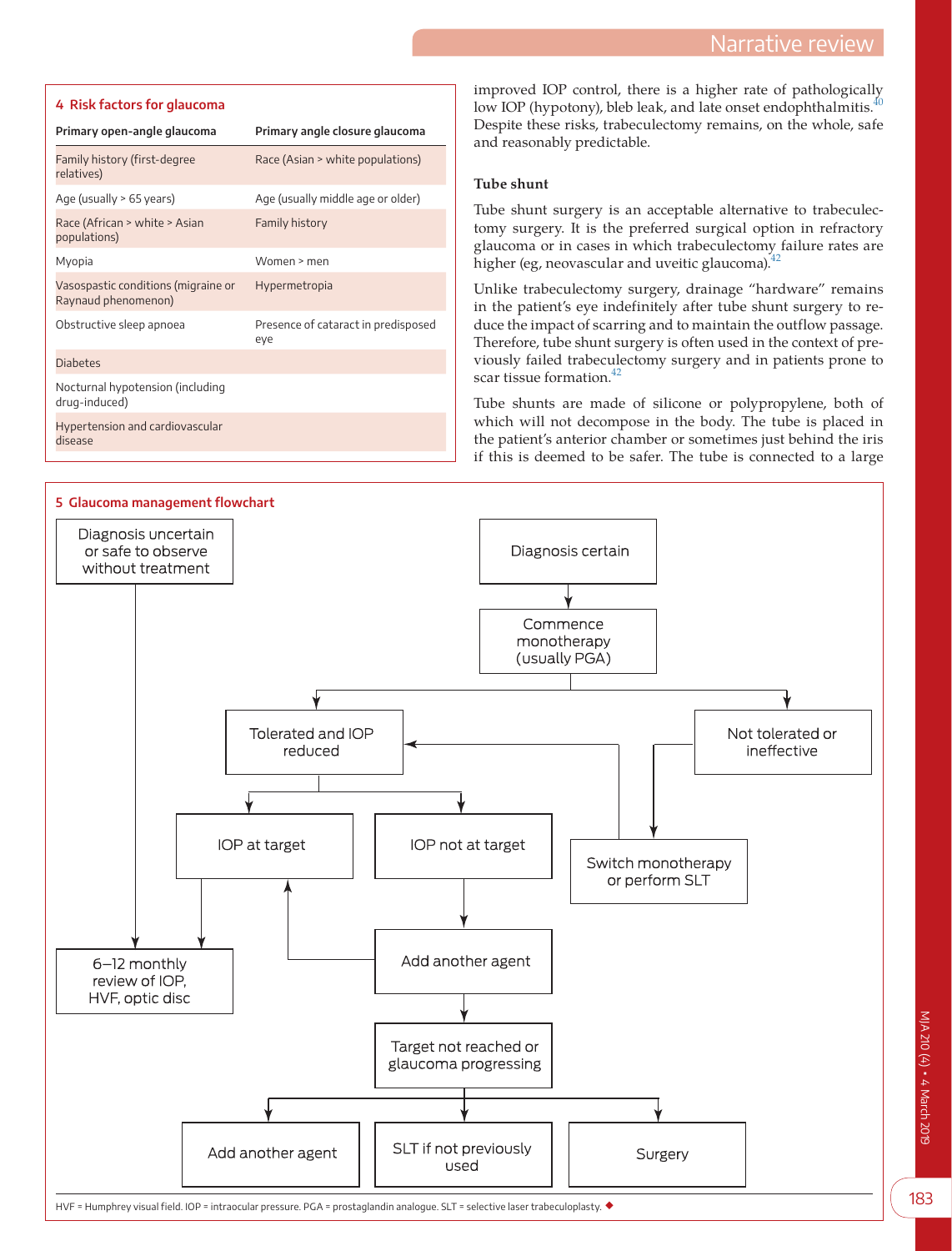**4 Risk factors for glaucoma**

| Primary open-angle glaucoma | Primary angle closure glaucoma |
|---|---|
| Family history (first-degree relatives) | Race (Asian > white populations) |
| Age (usually > 65 years) | Age (usually middle age or older) |
| Race (African > white > Asian populations) | Family history |
| Myopia | Women > men |
| Vasospastic conditions (migraine or Raynaud phenomenon) | Hypermetropia |
| Obstructive sleep apnoea | Presence of cataract in predisposed eye |
| Diabetes | |
| Nocturnal hypotension (including drug-induced) | |
| Hypertension and cardiovascular disease | |

improved IOP control, there is a higher rate of pathologically low IOP (hypotony), bleb leak, and late onset endophthalmitis.[40] Despite these risks, trabeculectomy remains, on the whole, safe and reasonably predictable.

### Tube shunt

Tube shunt surgery is an acceptable alternative to trabeculectomy surgery. It is the preferred surgical option in refractory glaucoma or in cases in which trabeculectomy failure rates are higher (eg, neovascular and uveitic glaucoma).[42]

Unlike trabeculectomy surgery, drainage "hardware" remains in the patient's eye indefinitely after tube shunt surgery to reduce the impact of scarring and to maintain the outflow passage. Therefore, tube shunt surgery is often used in the context of previously failed trabeculectomy surgery and in patients prone to scar tissue formation.[42]

Tube shunts are made of silicone or polypropylene, both of which will not decompose in the body. The tube is placed in the patient's anterior chamber or sometimes just behind the iris if this is deemed to be safer. The tube is connected to a large

**5 Glaucoma management flowchart**

- Diagnosis uncertain or safe to observe without treatment → 6–12 monthly review of IOP, HVF, optic disc
- Diagnosis certain → Commence monotherapy (usually PGA)
  - Tolerated and IOP reduced
    - IOP at target → 6–12 monthly review of IOP, HVF, optic disc
    - IOP not at target → Add another agent
      - → IOP at target
      - → Target not reached or glaucoma progressing → Add another agent / SLT if not previously used / Surgery
  - Not tolerated or ineffective → Switch monotherapy or perform SLT → Tolerated and IOP reduced

HVF = Humphrey visual field. IOP = intraocular pressure. PGA = prostaglandin analogue. SLT = selective laser trabeculoplasty. ◆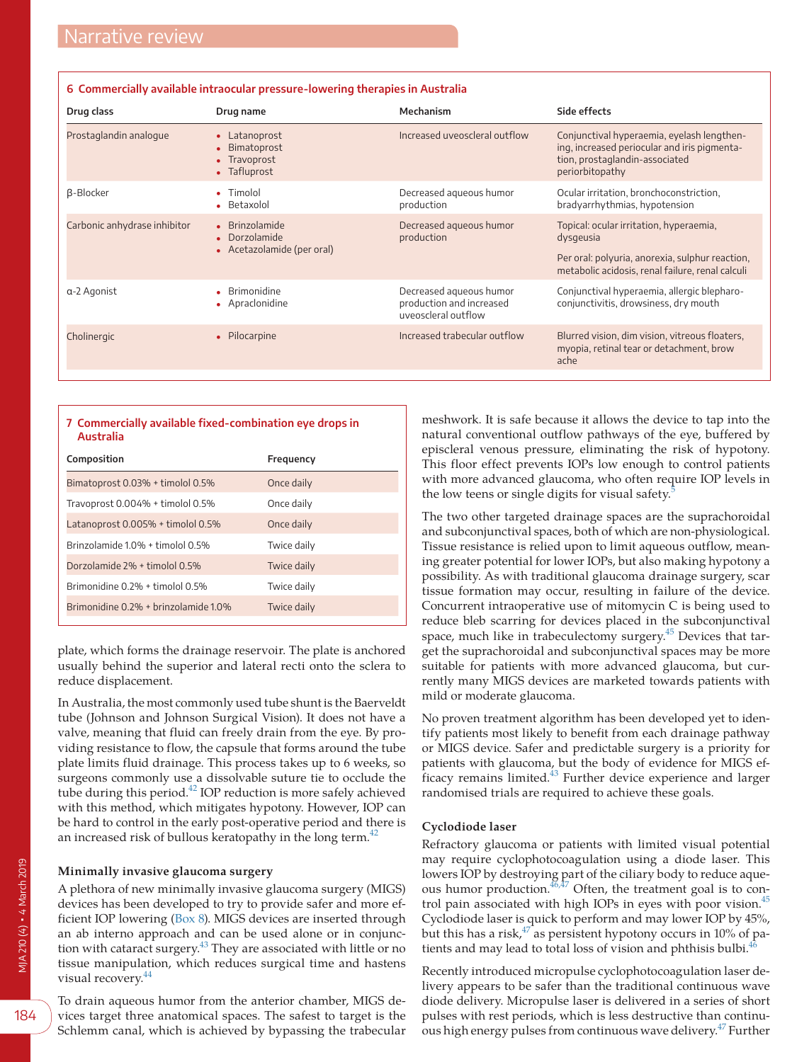**6 Commercially available intraocular pressure-lowering therapies in Australia**

| Drug class | Drug name | Mechanism | Side effects |
|---|---|---|---|
| Prostaglandin analogue | • Latanoprost<br>• Bimatoprost<br>• Travoprost<br>• Tafluprost | Increased uveoscleral outflow | Conjunctival hyperaemia, eyelash lengthening, increased periocular and iris pigmentation, prostaglandin-associated periorbitopathy |
| β-Blocker | • Timolol<br>• Betaxolol | Decreased aqueous humor production | Ocular irritation, bronchoconstriction, bradyarrhythmias, hypotension |
| Carbonic anhydrase inhibitor | • Brinzolamide<br>• Dorzolamide<br>• Acetazolamide (per oral) | Decreased aqueous humor production | Topical: ocular irritation, hyperaemia, dysgeusia<br>Per oral: polyuria, anorexia, sulphur reaction, metabolic acidosis, renal failure, renal calculi |
| α-2 Agonist | • Brimonidine<br>• Apraclonidine | Decreased aqueous humor production and increased uveoscleral outflow | Conjunctival hyperaemia, allergic blepharoconjunctivitis, drowsiness, dry mouth |
| Cholinergic | • Pilocarpine | Increased trabecular outflow | Blurred vision, dim vision, vitreous floaters, myopia, retinal tear or detachment, brow ache |

**7 Commercially available fixed-combination eye drops in Australia**

| Composition | Frequency |
|---|---|
| Bimatoprost 0.03% + timolol 0.5% | Once daily |
| Travoprost 0.004% + timolol 0.5% | Once daily |
| Latanoprost 0.005% + timolol 0.5% | Once daily |
| Brinzolamide 1.0% + timolol 0.5% | Twice daily |
| Dorzolamide 2% + timolol 0.5% | Twice daily |
| Brimonidine 0.2% + timolol 0.5% | Twice daily |
| Brimonidine 0.2% + brinzolamide 1.0% | Twice daily |

plate, which forms the drainage reservoir. The plate is anchored usually behind the superior and lateral recti onto the sclera to reduce displacement.

In Australia, the most commonly used tube shunt is the Baerveldt tube (Johnson and Johnson Surgical Vision). It does not have a valve, meaning that fluid can freely drain from the eye. By providing resistance to flow, the capsule that forms around the tube plate limits fluid drainage. This process takes up to 6 weeks, so surgeons commonly use a dissolvable suture tie to occlude the tube during this period.[42] IOP reduction is more safely achieved with this method, which mitigates hypotony. However, IOP can be hard to control in the early post-operative period and there is an increased risk of bullous keratopathy in the long term.[42]

### Minimally invasive glaucoma surgery

A plethora of new minimally invasive glaucoma surgery (MIGS) devices has been developed to try to provide safer and more efficient IOP lowering (Box 8). MIGS devices are inserted through an ab interno approach and can be used alone or in conjunction with cataract surgery.[43] They are associated with little or no tissue manipulation, which reduces surgical time and hastens visual recovery.[44]

To drain aqueous humor from the anterior chamber, MIGS devices target three anatomical spaces. The safest to target is the Schlemm canal, which is achieved by bypassing the trabecular meshwork. It is safe because it allows the device to tap into the natural conventional outflow pathways of the eye, buffered by episcleral venous pressure, eliminating the risk of hypotony. This floor effect prevents IOPs low enough to control patients with more advanced glaucoma, who often require IOP levels in the low teens or single digits for visual safety.[5]

The two other targeted drainage spaces are the suprachoroidal and subconjunctival spaces, both of which are non-physiological. Tissue resistance is relied upon to limit aqueous outflow, meaning greater potential for lower IOPs, but also making hypotony a possibility. As with traditional glaucoma drainage surgery, scar tissue formation may occur, resulting in failure of the device. Concurrent intraoperative use of mitomycin C is being used to reduce bleb scarring for devices placed in the subconjunctival space, much like in trabeculectomy surgery.[45] Devices that target the suprachoroidal and subconjunctival spaces may be more suitable for patients with more advanced glaucoma, but currently many MIGS devices are marketed towards patients with mild or moderate glaucoma.

No proven treatment algorithm has been developed yet to identify patients most likely to benefit from each drainage pathway or MIGS device. Safer and predictable surgery is a priority for patients with glaucoma, but the body of evidence for MIGS efficacy remains limited.[43] Further device experience and larger randomised trials are required to achieve these goals.

### Cyclodiode laser

Refractory glaucoma or patients with limited visual potential may require cyclophotocoagulation using a diode laser. This lowers IOP by destroying part of the ciliary body to reduce aqueous humor production.[46,47] Often, the treatment goal is to control pain associated with high IOPs in eyes with poor vision.[45] Cyclodiode laser is quick to perform and may lower IOP by 45%, but this has a risk,[47] as persistent hypotony occurs in 10% of patients and may lead to total loss of vision and phthisis bulbi.[46]

Recently introduced micropulse cyclophotocoagulation laser delivery appears to be safer than the traditional continuous wave diode delivery. Micropulse laser is delivered in a series of short pulses with rest periods, which is less destructive than continuous high energy pulses from continuous wave delivery.[47] Further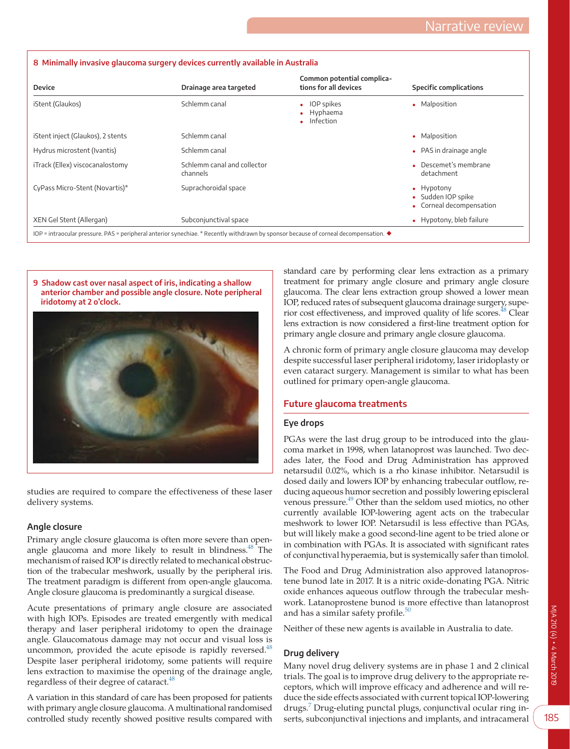**8 Minimally invasive glaucoma surgery devices currently available in Australia**

| Device | Drainage area targeted | Common potential complications for all devices | Specific complications |
|---|---|---|---|
| iStent (Glaukos) | Schlemm canal | • IOP spikes<br>• Hyphaema<br>• Infection | • Malposition |
| iStent inject (Glaukos), 2 stents | Schlemm canal | | • Malposition |
| Hydrus microstent (Ivantis) | Schlemm canal | | • PAS in drainage angle |
| iTrack (Ellex) viscocanalostomy | Schlemm canal and collector channels | | • Descemet's membrane detachment |
| CyPass Micro-Stent (Novartis)* | Suprachoroidal space | | • Hypotony<br>• Sudden IOP spike<br>• Corneal decompensation |
| XEN Gel Stent (Allergan) | Subconjunctival space | | • Hypotony, bleb failure |

IOP = intraocular pressure. PAS = peripheral anterior synechiae. * Recently withdrawn by sponsor because of corneal decompensation. ◆

**9 Shadow cast over nasal aspect of iris, indicating a shallow anterior chamber and possible angle closure. Note peripheral iridotomy at 2 o'clock.**

studies are required to compare the effectiveness of these laser delivery systems.

### Angle closure

Primary angle closure glaucoma is often more severe than open-angle glaucoma and more likely to result in blindness.[48] The mechanism of raised IOP is directly related to mechanical obstruction of the trabecular meshwork, usually by the peripheral iris. The treatment paradigm is different from open-angle glaucoma. Angle closure glaucoma is predominantly a surgical disease.

Acute presentations of primary angle closure are associated with high IOPs. Episodes are treated emergently with medical therapy and laser peripheral iridotomy to open the drainage angle. Glaucomatous damage may not occur and visual loss is uncommon, provided the acute episode is rapidly reversed.[48] Despite laser peripheral iridotomy, some patients will require lens extraction to maximise the opening of the drainage angle, regardless of their degree of cataract.[48]

A variation in this standard of care has been proposed for patients with primary angle closure glaucoma. A multinational randomised controlled study recently showed positive results compared with standard care by performing clear lens extraction as a primary treatment for primary angle closure and primary angle closure glaucoma. The clear lens extraction group showed a lower mean IOP, reduced rates of subsequent glaucoma drainage surgery, superior cost effectiveness, and improved quality of life scores.[48] Clear lens extraction is now considered a first-line treatment option for primary angle closure and primary angle closure glaucoma.

A chronic form of primary angle closure glaucoma may develop despite successful laser peripheral iridotomy, laser iridoplasty or even cataract surgery. Management is similar to what has been outlined for primary open-angle glaucoma.

## Future glaucoma treatments

### Eye drops

PGAs were the last drug group to be introduced into the glaucoma market in 1998, when latanoprost was launched. Two decades later, the Food and Drug Administration has approved netarsudil 0.02%, which is a rho kinase inhibitor. Netarsudil is dosed daily and lowers IOP by enhancing trabecular outflow, reducing aqueous humor secretion and possibly lowering episcleral venous pressure.[49] Other than the seldom used miotics, no other currently available IOP-lowering agent acts on the trabecular meshwork to lower IOP. Netarsudil is less effective than PGAs, but will likely make a good second-line agent to be tried alone or in combination with PGAs. It is associated with significant rates of conjunctival hyperaemia, but is systemically safer than timolol.

The Food and Drug Administration also approved latanoprostene bunod late in 2017. It is a nitric oxide-donating PGA. Nitric oxide enhances aqueous outflow through the trabecular meshwork. Latanoprostene bunod is more effective than latanoprost and has a similar safety profile.[50]

Neither of these new agents is available in Australia to date.

### Drug delivery

Many novel drug delivery systems are in phase 1 and 2 clinical trials. The goal is to improve drug delivery to the appropriate receptors, which will improve efficacy and adherence and will reduce the side effects associated with current topical IOP-lowering drugs.[7] Drug-eluting punctal plugs, conjunctival ocular ring inserts, subconjunctival injections and implants, and intracameral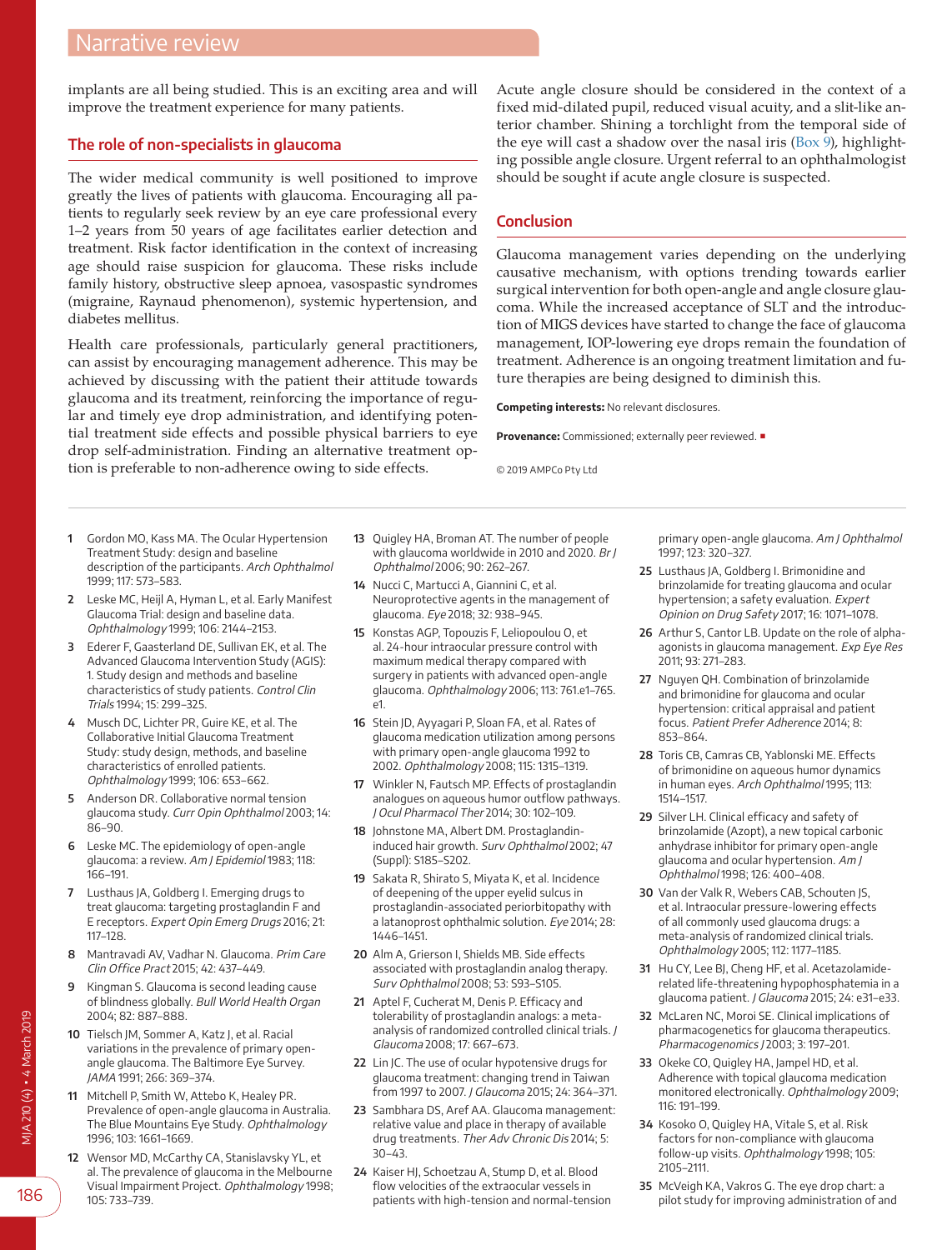implants are all being studied. This is an exciting area and will improve the treatment experience for many patients.

## The role of non-specialists in glaucoma

The wider medical community is well positioned to improve greatly the lives of patients with glaucoma. Encouraging all patients to regularly seek review by an eye care professional every 1–2 years from 50 years of age facilitates earlier detection and treatment. Risk factor identification in the context of increasing age should raise suspicion for glaucoma. These risks include family history, obstructive sleep apnoea, vasospastic syndromes (migraine, Raynaud phenomenon), systemic hypertension, and diabetes mellitus.

Health care professionals, particularly general practitioners, can assist by encouraging management adherence. This may be achieved by discussing with the patient their attitude towards glaucoma and its treatment, reinforcing the importance of regular and timely eye drop administration, and identifying potential treatment side effects and possible physical barriers to eye drop self-administration. Finding an alternative treatment option is preferable to non-adherence owing to side effects.

Acute angle closure should be considered in the context of a fixed mid-dilated pupil, reduced visual acuity, and a slit-like anterior chamber. Shining a torchlight from the temporal side of the eye will cast a shadow over the nasal iris (Box 9), highlighting possible angle closure. Urgent referral to an ophthalmologist should be sought if acute angle closure is suspected.

## Conclusion

Glaucoma management varies depending on the underlying causative mechanism, with options trending towards earlier surgical intervention for both open-angle and angle closure glaucoma. While the increased acceptance of SLT and the introduction of MIGS devices have started to change the face of glaucoma management, IOP-lowering eye drops remain the foundation of treatment. Adherence is an ongoing treatment limitation and future therapies are being designed to diminish this.

**Competing interests:** No relevant disclosures.

**Provenance:** Commissioned; externally peer reviewed. ■

© 2019 AMPCo Pty Ltd

1. Gordon MO, Kass MA. The Ocular Hypertension Treatment Study: design and baseline description of the participants. *Arch Ophthalmol* 1999; 117: 573–583.
2. Leske MC, Heijl A, Hyman L, et al. Early Manifest Glaucoma Trial: design and baseline data. *Ophthalmology* 1999; 106: 2144–2153.
3. Ederer F, Gaasterland DE, Sullivan EK, et al. The Advanced Glaucoma Intervention Study (AGIS): 1. Study design and methods and baseline characteristics of study patients. *Control Clin Trials* 1994; 15: 299–325.
4. Musch DC, Lichter PR, Guire KE, et al. The Collaborative Initial Glaucoma Treatment Study: study design, methods, and baseline characteristics of enrolled patients. *Ophthalmology* 1999; 106: 653–662.
5. Anderson DR. Collaborative normal tension glaucoma study. *Curr Opin Ophthalmol* 2003; 14: 86–90.
6. Leske MC. The epidemiology of open-angle glaucoma: a review. *Am J Epidemiol* 1983; 118: 166–191.
7. Lusthaus JA, Goldberg I. Emerging drugs to treat glaucoma: targeting prostaglandin F and E receptors. *Expert Opin Emerg Drugs* 2016; 21: 117–128.
8. Mantravadi AV, Vadhar N. Glaucoma. *Prim Care Clin Office Pract* 2015; 42: 437–449.
9. Kingman S. Glaucoma is second leading cause of blindness globally. *Bull World Health Organ* 2004; 82: 887–888.
10. Tielsch JM, Sommer A, Katz J, et al. Racial variations in the prevalence of primary open-angle glaucoma. The Baltimore Eye Survey. *JAMA* 1991; 266: 369–374.
11. Mitchell P, Smith W, Attebo K, Healey PR. Prevalence of open-angle glaucoma in Australia. The Blue Mountains Eye Study. *Ophthalmology* 1996; 103: 1661–1669.
12. Wensor MD, McCarthy CA, Stanislavsky YL, et al. The prevalence of glaucoma in the Melbourne Visual Impairment Project. *Ophthalmology* 1998; 105: 733–739.
13. Quigley HA, Broman AT. The number of people with glaucoma worldwide in 2010 and 2020. *Br J Ophthalmol* 2006; 90: 262–267.
14. Nucci C, Martucci A, Giannini C, et al. Neuroprotective agents in the management of glaucoma. *Eye* 2018; 32: 938–945.
15. Konstas AGP, Topouzis F, Leliopoulou O, et al. 24-hour intraocular pressure control with maximum medical therapy compared with surgery in patients with advanced open-angle glaucoma. *Ophthalmology* 2006; 113: 761.e1–765.e1.
16. Stein JD, Ayyagari P, Sloan FA, et al. Rates of glaucoma medication utilization among persons with primary open-angle glaucoma 1992 to 2002. *Ophthalmology* 2008; 115: 1315–1319.
17. Winkler N, Fautsch MP. Effects of prostaglandin analogues on aqueous humor outflow pathways. *J Ocul Pharmacol Ther* 2014; 30: 102–109.
18. Johnstone MA, Albert DM. Prostaglandin-induced hair growth. *Surv Ophthalmol* 2002; 47 (Suppl): S185–S202.
19. Sakata R, Shirato S, Miyata K, et al. Incidence of deepening of the upper eyelid sulcus in prostaglandin-associated periorbitopathy with a latanoprost ophthalmic solution. *Eye* 2014; 28: 1446–1451.
20. Alm A, Grierson I, Shields MB. Side effects associated with prostaglandin analog therapy. *Surv Ophthalmol* 2008; 53: S93–S105.
21. Aptel F, Cucherat M, Denis P. Efficacy and tolerability of prostaglandin analogs: a meta-analysis of randomized controlled clinical trials. *J Glaucoma* 2008; 17: 667–673.
22. Lin JC. The use of ocular hypotensive drugs for glaucoma treatment: changing trend in Taiwan from 1997 to 2007. *J Glaucoma* 2015; 24: 364–371.
23. Sambhara DS, Aref AA. Glaucoma management: relative value and place in therapy of available drug treatments. *Ther Adv Chronic Dis* 2014; 5: 30–43.
24. Kaiser HJ, Schoetzau A, Stump D, et al. Blood flow velocities of the extraocular vessels in patients with high-tension and normal-tension primary open-angle glaucoma. *Am J Ophthalmol* 1997; 123: 320–327.
25. Lusthaus JA, Goldberg I. Brimonidine and brinzolamide for treating glaucoma and ocular hypertension; a safety evaluation. *Expert Opinion on Drug Safety* 2017; 16: 1071–1078.
26. Arthur S, Cantor LB. Update on the role of alpha-agonists in glaucoma management. *Exp Eye Res* 2011; 93: 271–283.
27. Nguyen QH. Combination of brinzolamide and brimonidine for glaucoma and ocular hypertension: critical appraisal and patient focus. *Patient Prefer Adherence* 2014; 8: 853–864.
28. Toris CB, Camras CB, Yablonski ME. Effects of brimonidine on aqueous humor dynamics in human eyes. *Arch Ophthalmol* 1995; 113: 1514–1517.
29. Silver LH. Clinical efficacy and safety of brinzolamide (Azopt), a new topical carbonic anhydrase inhibitor for primary open-angle glaucoma and ocular hypertension. *Am J Ophthalmol* 1998; 126: 400–408.
30. Van der Valk R, Webers CAB, Schouten JS, et al. Intraocular pressure-lowering effects of all commonly used glaucoma drugs: a meta-analysis of randomized clinical trials. *Ophthalmology* 2005; 112: 1177–1185.
31. Hu CY, Lee BJ, Cheng HF, et al. Acetazolamide-related life-threatening hypophosphatemia in a glaucoma patient. *J Glaucoma* 2015; 24: e31–e33.
32. McLaren NC, Moroi SE. Clinical implications of pharmacogenetics for glaucoma therapeutics. *Pharmacogenomics J* 2003; 3: 197–201.
33. Okeke CO, Quigley HA, Jampel HD, et al. Adherence with topical glaucoma medication monitored electronically. *Ophthalmology* 2009; 116: 191–199.
34. Kosoko O, Quigley HA, Vitale S, et al. Risk factors for non-compliance with glaucoma follow-up visits. *Ophthalmology* 1998; 105: 2105–2111.
35. McVeigh KA, Vakros G. The eye drop chart: a pilot study for improving administration of and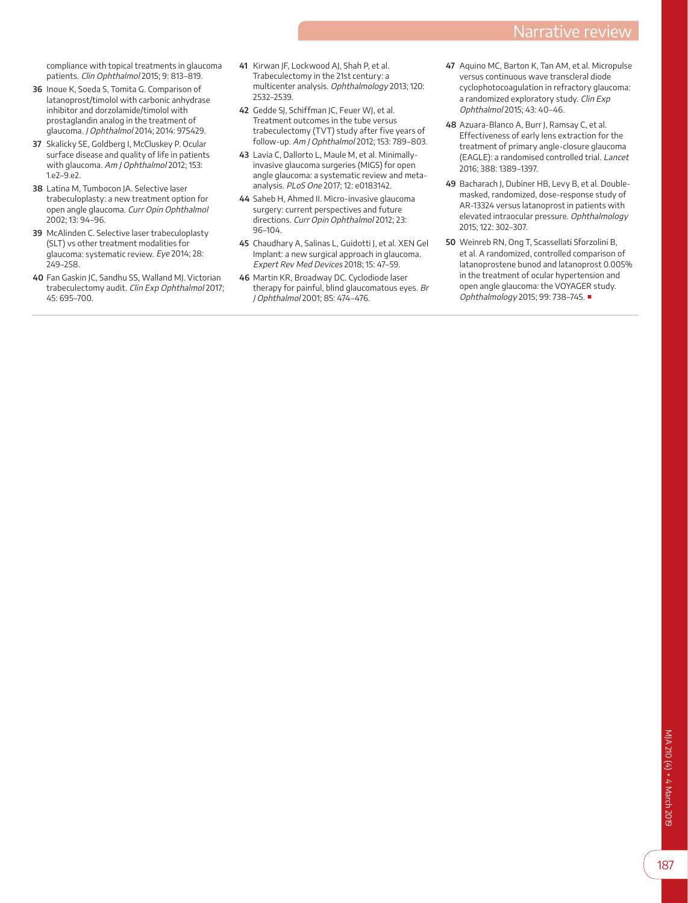compliance with topical treatments in glaucoma patients. *Clin Ophthalmol* 2015; 9: 813–819.

36 Inoue K, Soeda S, Tomita G. Comparison of latanoprost/timolol with carbonic anhydrase inhibitor and dorzolamide/timolol with prostaglandin analog in the treatment of glaucoma. *J Ophthalmol* 2014; 2014: 975429.

37 Skalicky SE, Goldberg I, McCluskey P. Ocular surface disease and quality of life in patients with glaucoma. *Am J Ophthalmol* 2012; 153: 1.e2–9.e2.

38 Latina M, Tumbocon JA. Selective laser trabeculoplasty: a new treatment option for open angle glaucoma. *Curr Opin Ophthalmol* 2002; 13: 94–96.

39 McAlinden C. Selective laser trabeculoplasty (SLT) vs other treatment modalities for glaucoma: systematic review. *Eye* 2014; 28: 249–258.

40 Fan Gaskin JC, Sandhu SS, Walland MJ. Victorian trabeculectomy audit. *Clin Exp Ophthalmol* 2017; 45: 695–700.

41 Kirwan JF, Lockwood AJ, Shah P, et al. Trabeculectomy in the 21st century: a multicenter analysis. *Ophthalmology* 2013; 120: 2532–2539.

42 Gedde SJ, Schiffman JC, Feuer WJ, et al. Treatment outcomes in the tube versus trabeculectomy (TVT) study after five years of follow-up. *Am J Ophthalmol* 2012; 153: 789–803.

43 Lavia C, Dallorto L, Maule M, et al. Minimally-invasive glaucoma surgeries (MIGS) for open angle glaucoma: a systematic review and meta-analysis. *PLoS One* 2017; 12: e0183142.

44 Saheb H, Ahmed II. Micro-invasive glaucoma surgery: current perspectives and future directions. *Curr Opin Ophthalmol* 2012; 23: 96–104.

45 Chaudhary A, Salinas L, Guidotti J, et al. XEN Gel Implant: a new surgical approach in glaucoma. *Expert Rev Med Devices* 2018; 15: 47–59.

46 Martin KR, Broadway DC. Cyclodiode laser therapy for painful, blind glaucomatous eyes. *Br J Ophthalmol* 2001; 85: 474–476.

47 Aquino MC, Barton K, Tan AM, et al. Micropulse versus continuous wave transscleral diode cyclophotocoagulation in refractory glaucoma: a randomized exploratory study. *Clin Exp Ophthalmol* 2015; 43: 40–46.

48 Azuara-Blanco A, Burr J, Ramsay C, et al. Effectiveness of early lens extraction for the treatment of primary angle-closure glaucoma (EAGLE): a randomised controlled trial. *Lancet* 2016; 388: 1389–1397.

49 Bacharach J, Dubiner HB, Levy B, et al. Double-masked, randomized, dose-response study of AR-13324 versus latanoprost in patients with elevated intraocular pressure. *Ophthalmology* 2015; 122: 302–307.

50 Weinreb RN, Ong T, Scassellati Sforzolini B, et al. A randomized, controlled comparison of latanoprostene bunod and latanoprost 0.005% in the treatment of ocular hypertension and open angle glaucoma: the VOYAGER study. *Ophthalmology* 2015; 99: 738–745. ■